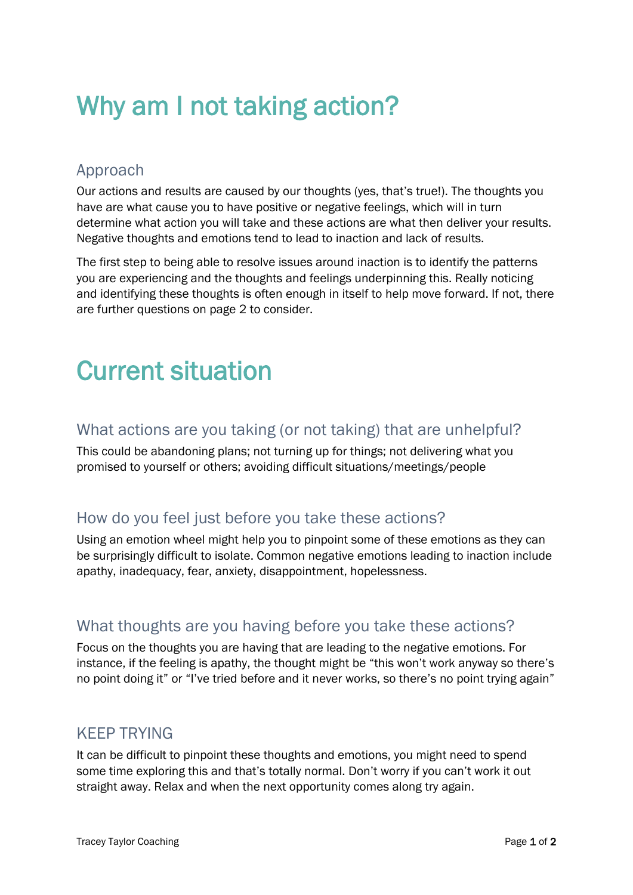# Why am I not taking action?

## Approach

Our actions and results are caused by our thoughts (yes, that's true!). The thoughts you have are what cause you to have positive or negative feelings, which will in turn determine what action you will take and these actions are what then deliver your results. Negative thoughts and emotions tend to lead to inaction and lack of results.

The first step to being able to resolve issues around inaction is to identify the patterns you are experiencing and the thoughts and feelings underpinning this. Really noticing and identifying these thoughts is often enough in itself to help move forward. If not, there are further questions on page 2 to consider.

# Current situation

## What actions are you taking (or not taking) that are unhelpful?

This could be abandoning plans; not turning up for things; not delivering what you promised to yourself or others; avoiding difficult situations/meetings/people

## How do you feel just before you take these actions?

Using an emotion wheel might help you to pinpoint some of these emotions as they can be surprisingly difficult to isolate. Common negative emotions leading to inaction include apathy, inadequacy, fear, anxiety, disappointment, hopelessness.

## What thoughts are you having before you take these actions?

Focus on the thoughts you are having that are leading to the negative emotions. For instance, if the feeling is apathy, the thought might be "this won't work anyway so there's no point doing it" or "I've tried before and it never works, so there's no point trying again"

## KEEP TRYING

It can be difficult to pinpoint these thoughts and emotions, you might need to spend some time exploring this and that's totally normal. Don't worry if you can't work it out straight away. Relax and when the next opportunity comes along try again.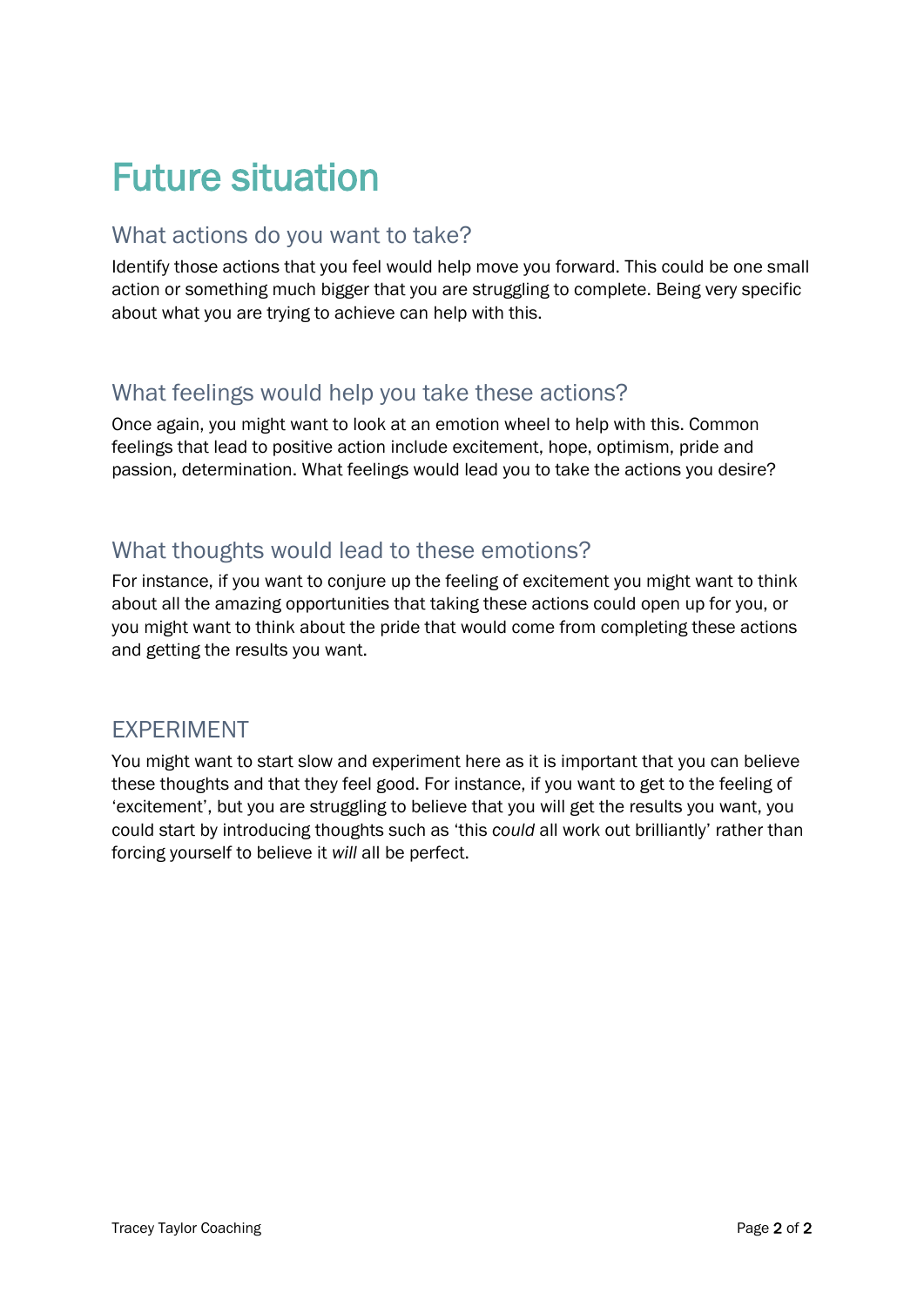# Future situation

## What actions do you want to take?

Identify those actions that you feel would help move you forward. This could be one small action or something much bigger that you are struggling to complete. Being very specific about what you are trying to achieve can help with this.

## What feelings would help you take these actions?

Once again, you might want to look at an emotion wheel to help with this. Common feelings that lead to positive action include excitement, hope, optimism, pride and passion, determination. What feelings would lead you to take the actions you desire?

## What thoughts would lead to these emotions?

For instance, if you want to conjure up the feeling of excitement you might want to think about all the amazing opportunities that taking these actions could open up for you, or you might want to think about the pride that would come from completing these actions and getting the results you want.

## EXPERIMENT

You might want to start slow and experiment here as it is important that you can believe these thoughts and that they feel good. For instance, if you want to get to the feeling of 'excitement', but you are struggling to believe that you will get the results you want, you could start by introducing thoughts such as 'this *could* all work out brilliantly' rather than forcing yourself to believe it *will* all be perfect.